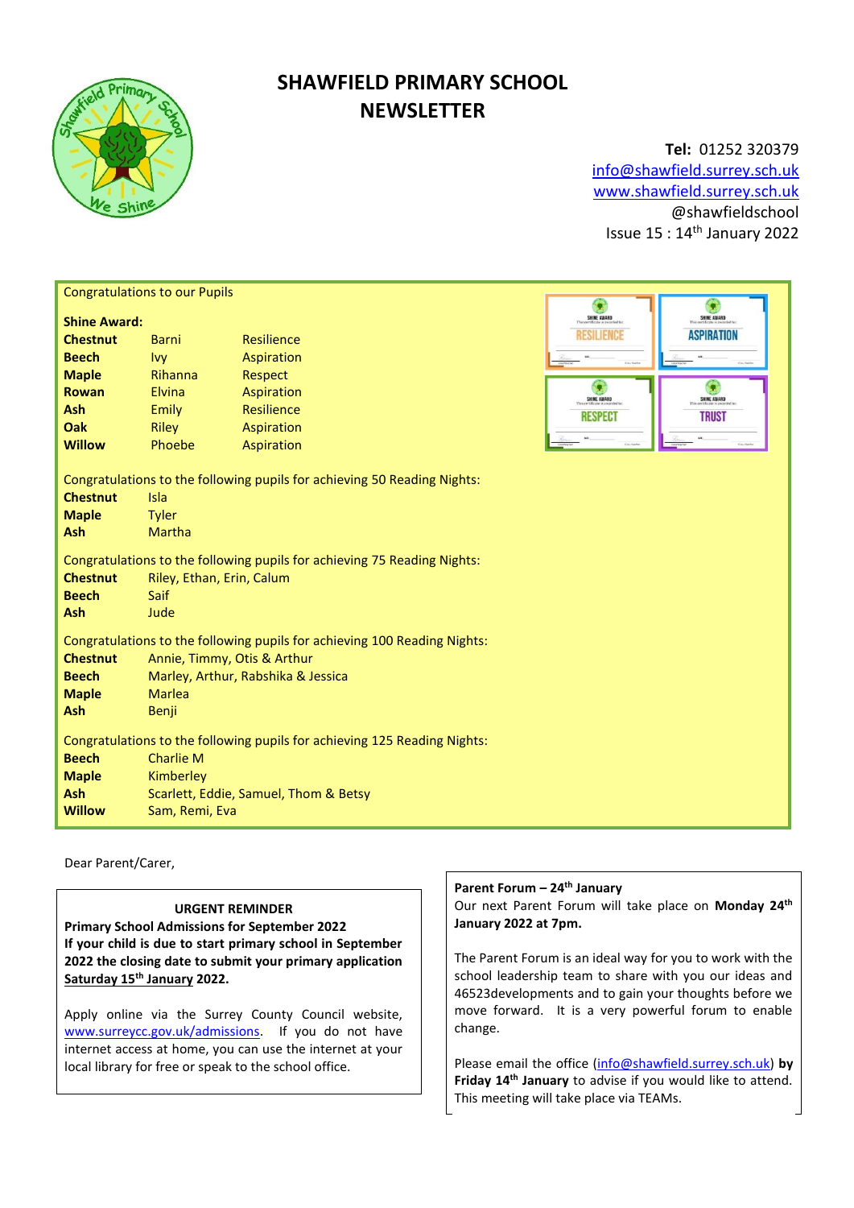# SHAWFIELD PRIMARY SCHOOL NEWSLETTER

**Tel:** 01252 320379
info@shawfield.surrey.sch.uk
www.shawfield.surrey.sch.uk
@shawfieldschool
Issue 15 : 14th January 2022

Congratulations to our Pupils

**Shine Award:**

| | | |
|---|---|---|
| **Chestnut** | Barni | Resilience |
| **Beech** | Ivy | Aspiration |
| **Maple** | Rihanna | Respect |
| **Rowan** | Elvina | Aspiration |
| **Ash** | Emily | Resilience |
| **Oak** | Riley | Aspiration |
| **Willow** | Phoebe | Aspiration |

Congratulations to the following pupils for achieving 50 Reading Nights:

| | |
|---|---|
| **Chestnut** | Isla |
| **Maple** | Tyler |
| **Ash** | Martha |

Congratulations to the following pupils for achieving 75 Reading Nights:

| | |
|---|---|
| **Chestnut** | Riley, Ethan, Erin, Calum |
| **Beech** | Saif |
| **Ash** | Jude |

Congratulations to the following pupils for achieving 100 Reading Nights:

| | |
|---|---|
| **Chestnut** | Annie, Timmy, Otis & Arthur |
| **Beech** | Marley, Arthur, Rabshika & Jessica |
| **Maple** | Marlea |
| **Ash** | Benji |

Congratulations to the following pupils for achieving 125 Reading Nights:

| | |
|---|---|
| **Beech** | Charlie M |
| **Maple** | Kimberley |
| **Ash** | Scarlett, Eddie, Samuel, Thom & Betsy |
| **Willow** | Sam, Remi, Eva |

Dear Parent/Carer,

**URGENT REMINDER**

**Primary School Admissions for September 2022**
**If your child is due to start primary school in September 2022 the closing date to submit your primary application Saturday 15th January 2022.**

Apply online via the Surrey County Council website, www.surreycc.gov.uk/admissions. If you do not have internet access at home, you can use the internet at your local library for free or speak to the school office.

**Parent Forum – 24th January**

Our next Parent Forum will take place on **Monday 24th January 2022 at 7pm.**

The Parent Forum is an ideal way for you to work with the school leadership team to share with you our ideas and 46523developments and to gain your thoughts before we move forward. It is a very powerful forum to enable change.

Please email the office (info@shawfield.surrey.sch.uk) **by Friday 14th January** to advise if you would like to attend. This meeting will take place via TEAMs.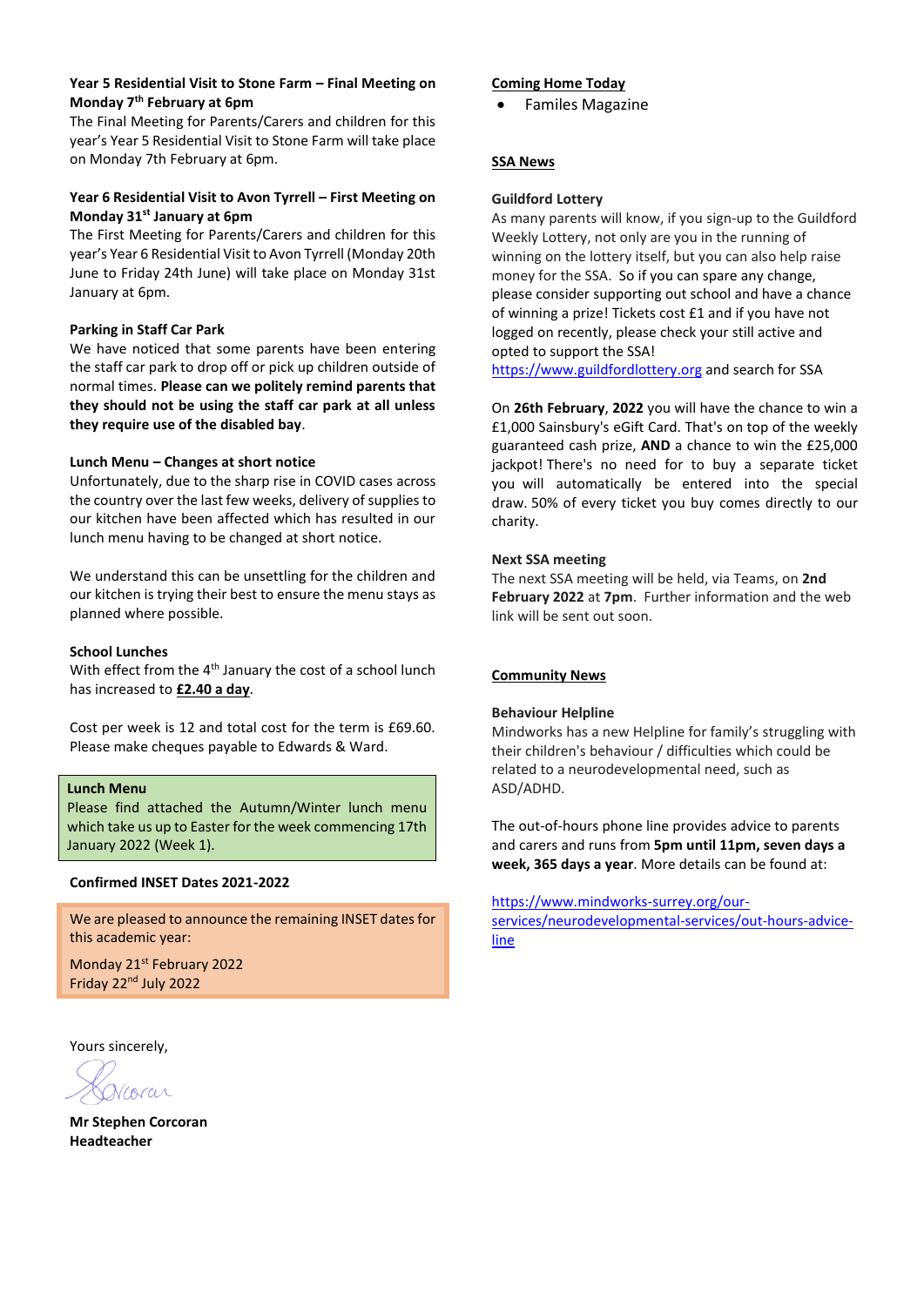**Year 5 Residential Visit to Stone Farm – Final Meeting on Monday 7th February at 6pm**

The Final Meeting for Parents/Carers and children for this year's Year 5 Residential Visit to Stone Farm will take place on Monday 7th February at 6pm.

**Year 6 Residential Visit to Avon Tyrrell – First Meeting on Monday 31st January at 6pm**

The First Meeting for Parents/Carers and children for this year's Year 6 Residential Visit to Avon Tyrrell (Monday 20th June to Friday 24th June) will take place on Monday 31st January at 6pm.

**Parking in Staff Car Park**

We have noticed that some parents have been entering the staff car park to drop off or pick up children outside of normal times. **Please can we politely remind parents that they should not be using the staff car park at all unless they require use of the disabled bay**.

**Lunch Menu – Changes at short notice**

Unfortunately, due to the sharp rise in COVID cases across the country over the last few weeks, delivery of supplies to our kitchen have been affected which has resulted in our lunch menu having to be changed at short notice.

We understand this can be unsettling for the children and our kitchen is trying their best to ensure the menu stays as planned where possible.

**School Lunches**

With effect from the 4th January the cost of a school lunch has increased to **£2.40 a day**.

Cost per week is 12 and total cost for the term is £69.60. Please make cheques payable to Edwards & Ward.

**Lunch Menu**

Please find attached the Autumn/Winter lunch menu which take us up to Easter for the week commencing 17th January 2022 (Week 1).

**Confirmed INSET Dates 2021-2022**

We are pleased to announce the remaining INSET dates for this academic year:

Monday 21st February 2022
Friday 22nd July 2022

Yours sincerely,

**Mr Stephen Corcoran**
**Headteacher**

**Coming Home Today**

- Familes Magazine

**SSA News**

**Guildford Lottery**

As many parents will know, if you sign-up to the Guildford Weekly Lottery, not only are you in the running of winning on the lottery itself, but you can also help raise money for the SSA. So if you can spare any change, please consider supporting out school and have a chance of winning a prize! Tickets cost £1 and if you have not logged on recently, please check your still active and opted to support the SSA!
https://www.guildfordlottery.org and search for SSA

On **26th February**, **2022** you will have the chance to win a £1,000 Sainsbury's eGift Card. That's on top of the weekly guaranteed cash prize, **AND** a chance to win the £25,000 jackpot! There's no need for to buy a separate ticket you will automatically be entered into the special draw. 50% of every ticket you buy comes directly to our charity.

**Next SSA meeting**

The next SSA meeting will be held, via Teams, on **2nd February 2022** at **7pm**. Further information and the web link will be sent out soon.

**Community News**

**Behaviour Helpline**

Mindworks has a new Helpline for family's struggling with their children's behaviour / difficulties which could be related to a neurodevelopmental need, such as ASD/ADHD.

The out-of-hours phone line provides advice to parents and carers and runs from **5pm until 11pm, seven days a week, 365 days a year**. More details can be found at:

https://www.mindworks-surrey.org/our-services/neurodevelopmental-services/out-hours-advice-line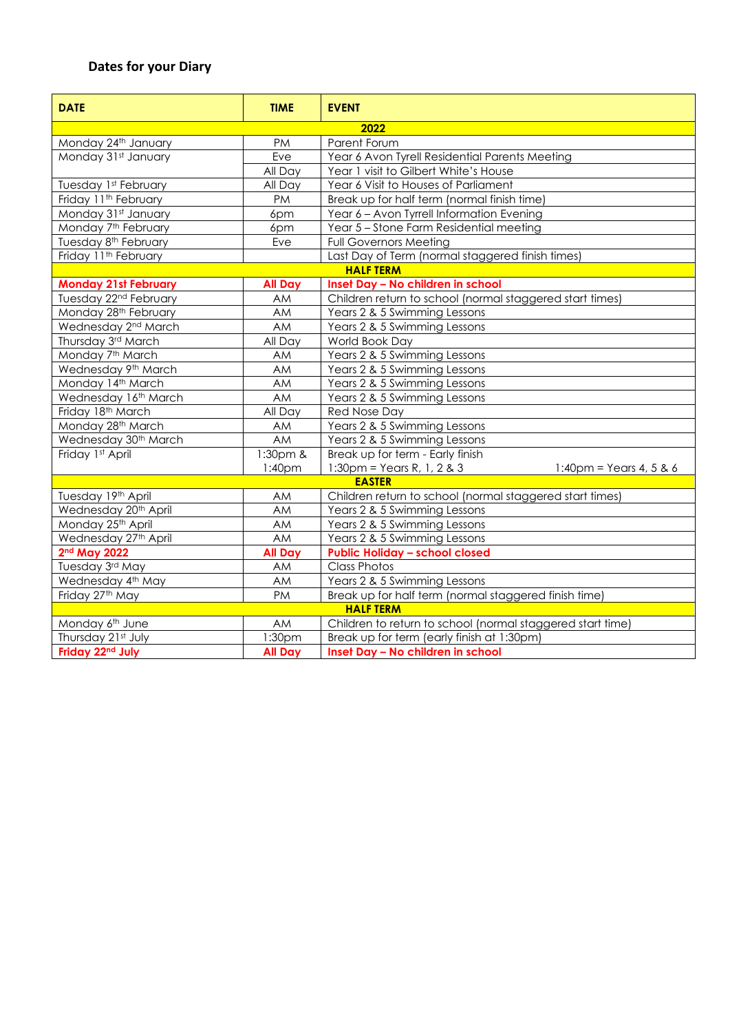## Dates for your Diary

| DATE | TIME | EVENT |
|---|---|---|
| **2022** | | |
| Monday 24th January | PM | Parent Forum |
| Monday 31st January | Eve | Year 6 Avon Tyrell Residential Parents Meeting |
| | All Day | Year 1 visit to Gilbert White's House |
| Tuesday 1st February | All Day | Year 6 Visit to Houses of Parliament |
| Friday 11th February | PM | Break up for half term (normal finish time) |
| Monday 31st January | 6pm | Year 6 – Avon Tyrrell Information Evening |
| Monday 7th February | 6pm | Year 5 – Stone Farm Residential meeting |
| Tuesday 8th February | Eve | Full Governors Meeting |
| Friday 11th February | | Last Day of Term (normal staggered finish times) |
| **HALF TERM** | | |
| **Monday 21st February** | **All Day** | **Inset Day – No children in school** |
| Tuesday 22nd February | AM | Children return to school (normal staggered start times) |
| Monday 28th February | AM | Years 2 & 5 Swimming Lessons |
| Wednesday 2nd March | AM | Years 2 & 5 Swimming Lessons |
| Thursday 3rd March | All Day | World Book Day |
| Monday 7th March | AM | Years 2 & 5 Swimming Lessons |
| Wednesday 9th March | AM | Years 2 & 5 Swimming Lessons |
| Monday 14th March | AM | Years 2 & 5 Swimming Lessons |
| Wednesday 16th March | AM | Years 2 & 5 Swimming Lessons |
| Friday 18th March | All Day | Red Nose Day |
| Monday 28th March | AM | Years 2 & 5 Swimming Lessons |
| Wednesday 30th March | AM | Years 2 & 5 Swimming Lessons |
| Friday 1st April | 1:30pm & 1:40pm | Break up for term - Early finish 1:30pm = Years R, 1, 2 & 3 1:40pm = Years 4, 5 & 6 |
| **EASTER** | | |
| Tuesday 19th April | AM | Children return to school (normal staggered start times) |
| Wednesday 20th April | AM | Years 2 & 5 Swimming Lessons |
| Monday 25th April | AM | Years 2 & 5 Swimming Lessons |
| Wednesday 27th April | AM | Years 2 & 5 Swimming Lessons |
| **2nd May 2022** | **All Day** | **Public Holiday – school closed** |
| Tuesday 3rd May | AM | Class Photos |
| Wednesday 4th May | AM | Years 2 & 5 Swimming Lessons |
| Friday 27th May | PM | Break up for half term (normal staggered finish time) |
| **HALF TERM** | | |
| Monday 6th June | AM | Children to return to school (normal staggered start time) |
| Thursday 21st July | 1:30pm | Break up for term (early finish at 1:30pm) |
| **Friday 22nd July** | **All Day** | **Inset Day – No children in school** |